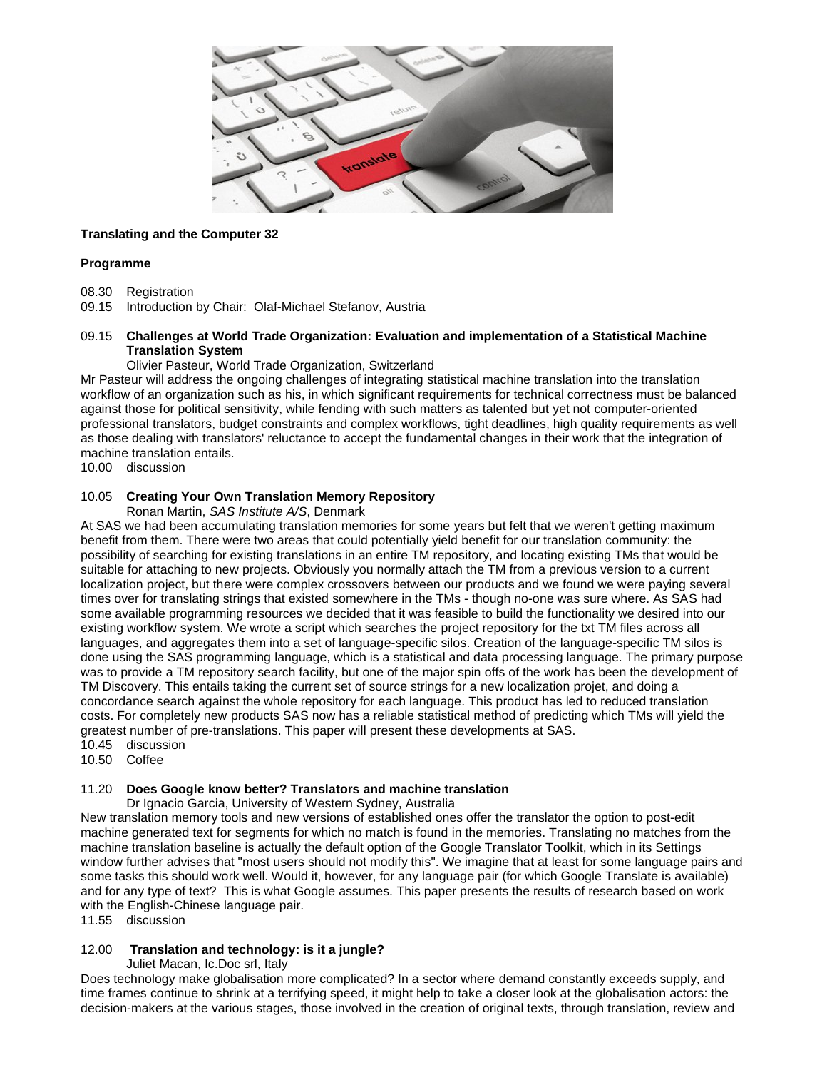**Translating and the Computer 32**

**Programme**

08.30 Registration

09.15 Introduction by Chair: Olaf-Michael Stefanov, Austria

09.15 **Challenges at World Trade Organization: Evaluation and implementation of a Statistical Machine Translation System**

Olivier Pasteur, World Trade Organization, Switzerland

Mr Pasteur will address the ongoing challenges of integrating statistical machine translation into the translation workflow of an organization such as his, in which significant requirements for technical correctness must be balanced against those for political sensitivity, while fending with such matters as talented but yet not computer-oriented professional translators, budget constraints and complex workflows, tight deadlines, high quality requirements as well as those dealing with translators' reluctance to accept the fundamental changes in their work that the integration of machine translation entails.

10.00 discussion

10.05 **Creating Your Own Translation Memory Repository**

Ronan Martin, *SAS Institute A/S*, Denmark

At SAS we had been accumulating translation memories for some years but felt that we weren't getting maximum benefit from them. There were two areas that could potentially yield benefit for our translation community: the possibility of searching for existing translations in an entire TM repository, and locating existing TMs that would be suitable for attaching to new projects. Obviously you normally attach the TM from a previous version to a current localization project, but there were complex crossovers between our products and we found we were paying several times over for translating strings that existed somewhere in the TMs - though no-one was sure where. As SAS had some available programming resources we decided that it was feasible to build the functionality we desired into our existing workflow system. We wrote a script which searches the project repository for the txt TM files across all languages, and aggregates them into a set of language-specific silos. Creation of the language-specific TM silos is done using the SAS programming language, which is a statistical and data processing language. The primary purpose was to provide a TM repository search facility, but one of the major spin offs of the work has been the development of TM Discovery. This entails taking the current set of source strings for a new localization projet, and doing a concordance search against the whole repository for each language. This product has led to reduced translation costs. For completely new products SAS now has a reliable statistical method of predicting which TMs will yield the greatest number of pre-translations. This paper will present these developments at SAS.

10.45 discussion

10.50 Coffee

11.20 **Does Google know better? Translators and machine translation**

Dr Ignacio Garcia, University of Western Sydney, Australia

New translation memory tools and new versions of established ones offer the translator the option to post-edit machine generated text for segments for which no match is found in the memories. Translating no matches from the machine translation baseline is actually the default option of the Google Translator Toolkit, which in its Settings window further advises that "most users should not modify this". We imagine that at least for some language pairs and some tasks this should work well. Would it, however, for any language pair (for which Google Translate is available) and for any type of text? This is what Google assumes. This paper presents the results of research based on work with the English-Chinese language pair.

11.55 discussion

12.00 **Translation and technology: is it a jungle?**

Juliet Macan, Ic.Doc srl, Italy

Does technology make globalisation more complicated? In a sector where demand constantly exceeds supply, and time frames continue to shrink at a terrifying speed, it might help to take a closer look at the globalisation actors: the decision-makers at the various stages, those involved in the creation of original texts, through translation, review and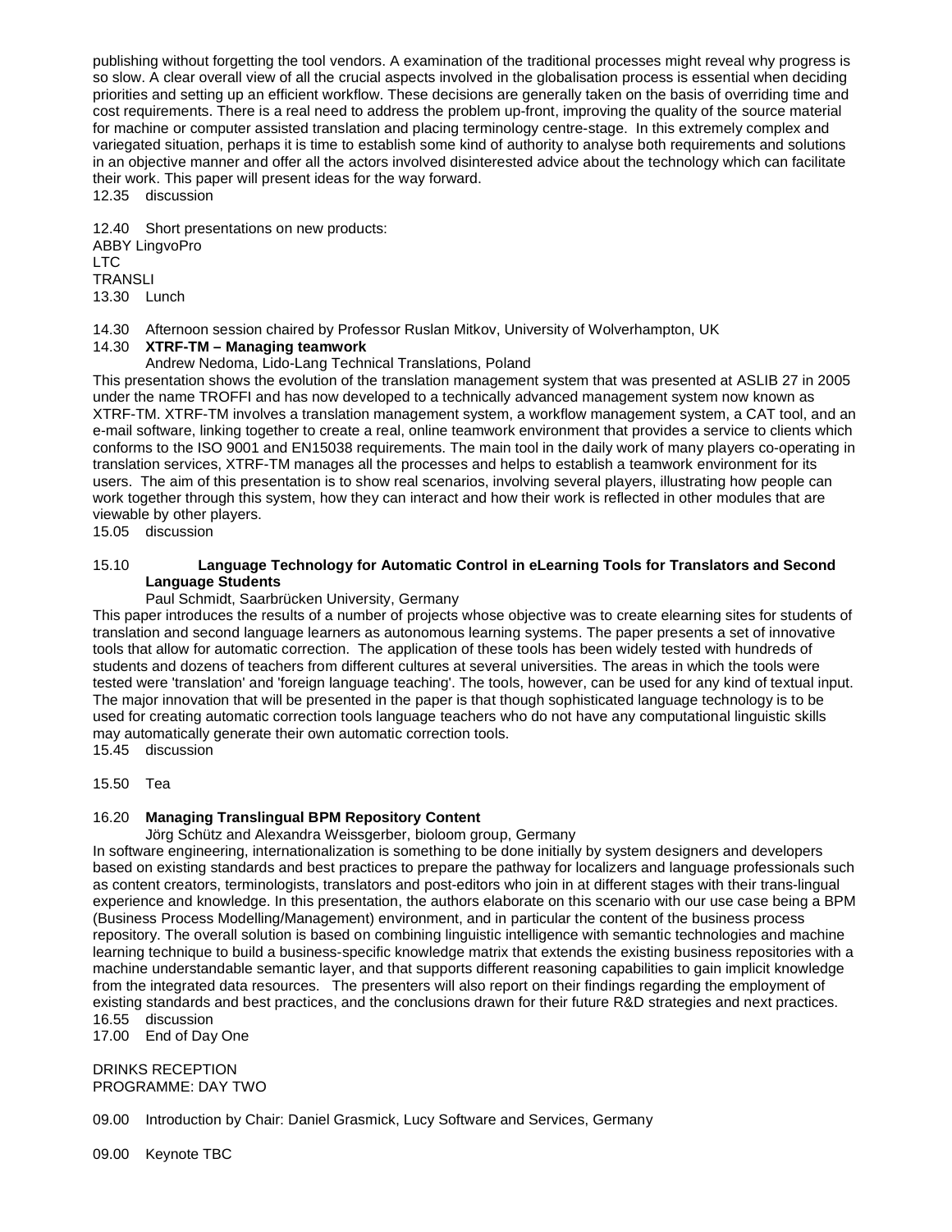publishing without forgetting the tool vendors. A examination of the traditional processes might reveal why progress is so slow. A clear overall view of all the crucial aspects involved in the globalisation process is essential when deciding priorities and setting up an efficient workflow. These decisions are generally taken on the basis of overriding time and cost requirements. There is a real need to address the problem up-front, improving the quality of the source material for machine or computer assisted translation and placing terminology centre-stage. In this extremely complex and variegated situation, perhaps it is time to establish some kind of authority to analyse both requirements and solutions in an objective manner and offer all the actors involved disinterested advice about the technology which can facilitate their work. This paper will present ideas for the way forward.

12.35 discussion

12.40 Short presentations on new products:

ABBY LingvoPro

LTC

TRANSLI

13.30 Lunch

14.30 Afternoon session chaired by Professor Ruslan Mitkov, University of Wolverhampton, UK

14.30 **XTRF-TM – Managing teamwork**

Andrew Nedoma, Lido-Lang Technical Translations, Poland

This presentation shows the evolution of the translation management system that was presented at ASLIB 27 in 2005 under the name TROFFI and has now developed to a technically advanced management system now known as XTRF-TM. XTRF-TM involves a translation management system, a workflow management system, a CAT tool, and an e-mail software, linking together to create a real, online teamwork environment that provides a service to clients which conforms to the ISO 9001 and EN15038 requirements. The main tool in the daily work of many players co-operating in translation services, XTRF-TM manages all the processes and helps to establish a teamwork environment for its users. The aim of this presentation is to show real scenarios, involving several players, illustrating how people can work together through this system, how they can interact and how their work is reflected in other modules that are viewable by other players.

15.05 discussion

15.10 **Language Technology for Automatic Control in eLearning Tools for Translators and Second Language Students**

Paul Schmidt, Saarbrücken University, Germany

This paper introduces the results of a number of projects whose objective was to create elearning sites for students of translation and second language learners as autonomous learning systems. The paper presents a set of innovative tools that allow for automatic correction. The application of these tools has been widely tested with hundreds of students and dozens of teachers from different cultures at several universities. The areas in which the tools were tested were 'translation' and 'foreign language teaching'. The tools, however, can be used for any kind of textual input. The major innovation that will be presented in the paper is that though sophisticated language technology is to be used for creating automatic correction tools language teachers who do not have any computational linguistic skills may automatically generate their own automatic correction tools.

15.45 discussion

15.50 Tea

16.20 **Managing Translingual BPM Repository Content**

Jörg Schütz and Alexandra Weissgerber, bioloom group, Germany

In software engineering, internationalization is something to be done initially by system designers and developers based on existing standards and best practices to prepare the pathway for localizers and language professionals such as content creators, terminologists, translators and post-editors who join in at different stages with their trans-lingual experience and knowledge. In this presentation, the authors elaborate on this scenario with our use case being a BPM (Business Process Modelling/Management) environment, and in particular the content of the business process repository. The overall solution is based on combining linguistic intelligence with semantic technologies and machine learning technique to build a business-specific knowledge matrix that extends the existing business repositories with a machine understandable semantic layer, and that supports different reasoning capabilities to gain implicit knowledge from the integrated data resources. The presenters will also report on their findings regarding the employment of existing standards and best practices, and the conclusions drawn for their future R&D strategies and next practices.

16.55 discussion

17.00 End of Day One

DRINKS RECEPTION

PROGRAMME: DAY TWO

09.00 Introduction by Chair: Daniel Grasmick, Lucy Software and Services, Germany

09.00 Keynote TBC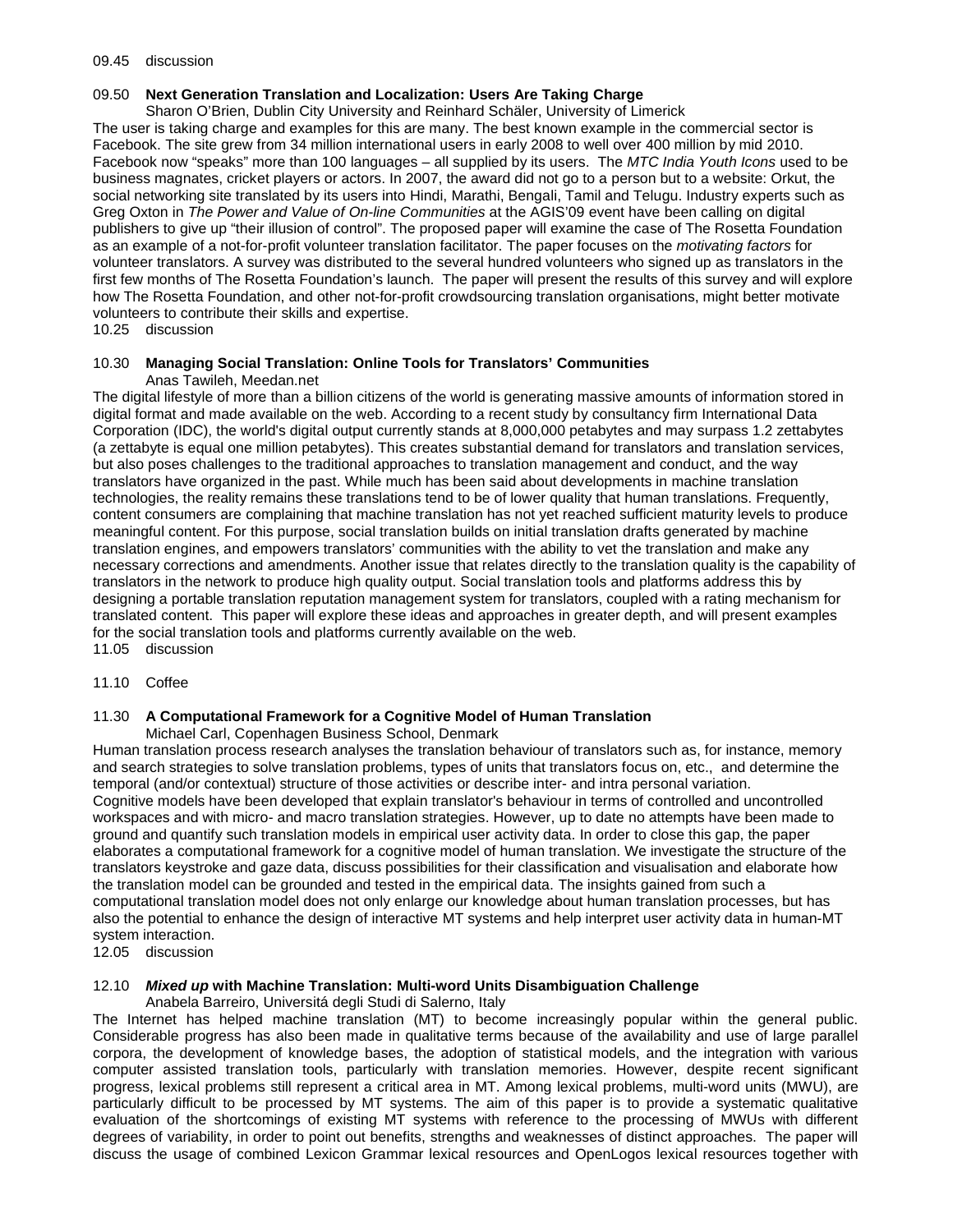09.45 discussion

09.50 **Next Generation Translation and Localization: Users Are Taking Charge**

Sharon O'Brien, Dublin City University and Reinhard Schäler, University of Limerick

The user is taking charge and examples for this are many. The best known example in the commercial sector is Facebook. The site grew from 34 million international users in early 2008 to well over 400 million by mid 2010. Facebook now "speaks" more than 100 languages – all supplied by its users. The *MTC India Youth Icons* used to be business magnates, cricket players or actors. In 2007, the award did not go to a person but to a website: Orkut, the social networking site translated by its users into Hindi, Marathi, Bengali, Tamil and Telugu. Industry experts such as Greg Oxton in *The Power and Value of On-line Communities* at the AGIS'09 event have been calling on digital publishers to give up "their illusion of control". The proposed paper will examine the case of The Rosetta Foundation as an example of a not-for-profit volunteer translation facilitator. The paper focuses on the *motivating factors* for volunteer translators. A survey was distributed to the several hundred volunteers who signed up as translators in the first few months of The Rosetta Foundation's launch. The paper will present the results of this survey and will explore how The Rosetta Foundation, and other not-for-profit crowdsourcing translation organisations, might better motivate volunteers to contribute their skills and expertise.

10.25 discussion

10.30 **Managing Social Translation: Online Tools for Translators' Communities**

Anas Tawileh, Meedan.net

The digital lifestyle of more than a billion citizens of the world is generating massive amounts of information stored in digital format and made available on the web. According to a recent study by consultancy firm International Data Corporation (IDC), the world's digital output currently stands at 8,000,000 petabytes and may surpass 1.2 zettabytes (a zettabyte is equal one million petabytes). This creates substantial demand for translators and translation services, but also poses challenges to the traditional approaches to translation management and conduct, and the way translators have organized in the past. While much has been said about developments in machine translation technologies, the reality remains these translations tend to be of lower quality that human translations. Frequently, content consumers are complaining that machine translation has not yet reached sufficient maturity levels to produce meaningful content. For this purpose, social translation builds on initial translation drafts generated by machine translation engines, and empowers translators' communities with the ability to vet the translation and make any necessary corrections and amendments. Another issue that relates directly to the translation quality is the capability of translators in the network to produce high quality output. Social translation tools and platforms address this by designing a portable translation reputation management system for translators, coupled with a rating mechanism for translated content. This paper will explore these ideas and approaches in greater depth, and will present examples for the social translation tools and platforms currently available on the web.

11.05 discussion

11.10 Coffee

11.30 **A Computational Framework for a Cognitive Model of Human Translation**

Michael Carl, Copenhagen Business School, Denmark

Human translation process research analyses the translation behaviour of translators such as, for instance, memory and search strategies to solve translation problems, types of units that translators focus on, etc., and determine the temporal (and/or contextual) structure of those activities or describe inter- and intra personal variation.

Cognitive models have been developed that explain translator's behaviour in terms of controlled and uncontrolled workspaces and with micro- and macro translation strategies. However, up to date no attempts have been made to ground and quantify such translation models in empirical user activity data. In order to close this gap, the paper elaborates a computational framework for a cognitive model of human translation. We investigate the structure of the translators keystroke and gaze data, discuss possibilities for their classification and visualisation and elaborate how the translation model can be grounded and tested in the empirical data. The insights gained from such a computational translation model does not only enlarge our knowledge about human translation processes, but has also the potential to enhance the design of interactive MT systems and help interpret user activity data in human-MT system interaction.

12.05 discussion

12.10 ***Mixed up* with Machine Translation: Multi-word Units Disambiguation Challenge**

Anabela Barreiro, Universitá degli Studi di Salerno, Italy

The Internet has helped machine translation (MT) to become increasingly popular within the general public. Considerable progress has also been made in qualitative terms because of the availability and use of large parallel corpora, the development of knowledge bases, the adoption of statistical models, and the integration with various computer assisted translation tools, particularly with translation memories. However, despite recent significant progress, lexical problems still represent a critical area in MT. Among lexical problems, multi-word units (MWU), are particularly difficult to be processed by MT systems. The aim of this paper is to provide a systematic qualitative evaluation of the shortcomings of existing MT systems with reference to the processing of MWUs with different degrees of variability, in order to point out benefits, strengths and weaknesses of distinct approaches. The paper will discuss the usage of combined Lexicon Grammar lexical resources and OpenLogos lexical resources together with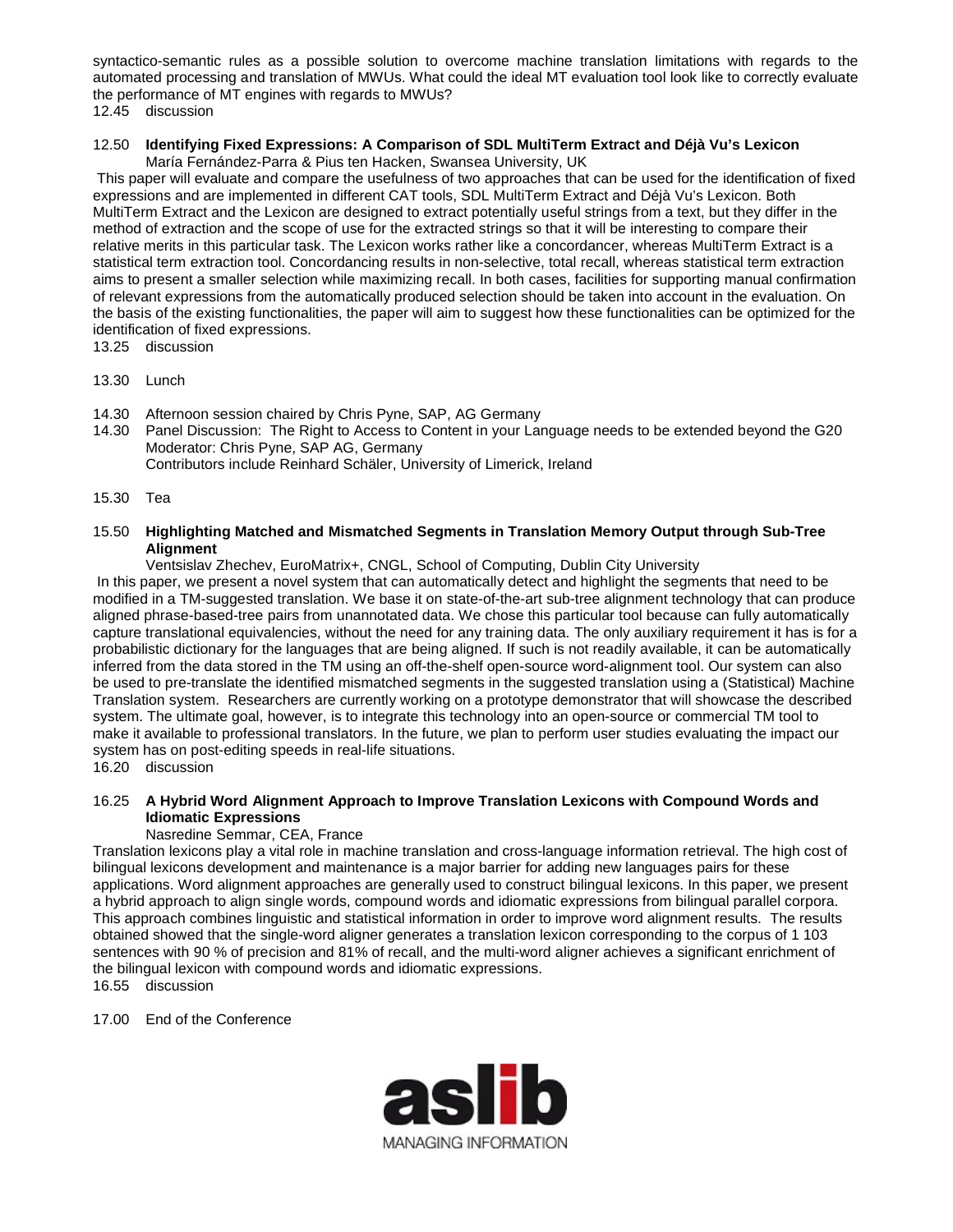syntactico-semantic rules as a possible solution to overcome machine translation limitations with regards to the automated processing and translation of MWUs. What could the ideal MT evaluation tool look like to correctly evaluate the performance of MT engines with regards to MWUs?

12.45 discussion

12.50 **Identifying Fixed Expressions: A Comparison of SDL MultiTerm Extract and Déjà Vu's Lexicon**
María Fernández-Parra & Pius ten Hacken, Swansea University, UK

This paper will evaluate and compare the usefulness of two approaches that can be used for the identification of fixed expressions and are implemented in different CAT tools, SDL MultiTerm Extract and Déjà Vu's Lexicon. Both MultiTerm Extract and the Lexicon are designed to extract potentially useful strings from a text, but they differ in the method of extraction and the scope of use for the extracted strings so that it will be interesting to compare their relative merits in this particular task. The Lexicon works rather like a concordancer, whereas MultiTerm Extract is a statistical term extraction tool. Concordancing results in non-selective, total recall, whereas statistical term extraction aims to present a smaller selection while maximizing recall. In both cases, facilities for supporting manual confirmation of relevant expressions from the automatically produced selection should be taken into account in the evaluation. On the basis of the existing functionalities, the paper will aim to suggest how these functionalities can be optimized for the identification of fixed expressions.

13.25 discussion

13.30 Lunch

14.30 Afternoon session chaired by Chris Pyne, SAP, AG Germany

14.30 Panel Discussion: The Right to Access to Content in your Language needs to be extended beyond the G20
Moderator: Chris Pyne, SAP AG, Germany
Contributors include Reinhard Schäler, University of Limerick, Ireland

15.30 Tea

15.50 **Highlighting Matched and Mismatched Segments in Translation Memory Output through Sub-Tree Alignment**
Ventsislav Zhechev, EuroMatrix+, CNGL, School of Computing, Dublin City University

In this paper, we present a novel system that can automatically detect and highlight the segments that need to be modified in a TM-suggested translation. We base it on state-of-the-art sub-tree alignment technology that can produce aligned phrase-based-tree pairs from unannotated data. We chose this particular tool because can fully automatically capture translational equivalencies, without the need for any training data. The only auxiliary requirement it has is for a probabilistic dictionary for the languages that are being aligned. If such is not readily available, it can be automatically inferred from the data stored in the TM using an off-the-shelf open-source word-alignment tool. Our system can also be used to pre-translate the identified mismatched segments in the suggested translation using a (Statistical) Machine Translation system. Researchers are currently working on a prototype demonstrator that will showcase the described system. The ultimate goal, however, is to integrate this technology into an open-source or commercial TM tool to make it available to professional translators. In the future, we plan to perform user studies evaluating the impact our system has on post-editing speeds in real-life situations.

16.20 discussion

16.25 **A Hybrid Word Alignment Approach to Improve Translation Lexicons with Compound Words and Idiomatic Expressions**
Nasredine Semmar, CEA, France

Translation lexicons play a vital role in machine translation and cross-language information retrieval. The high cost of bilingual lexicons development and maintenance is a major barrier for adding new languages pairs for these applications. Word alignment approaches are generally used to construct bilingual lexicons. In this paper, we present a hybrid approach to align single words, compound words and idiomatic expressions from bilingual parallel corpora. This approach combines linguistic and statistical information in order to improve word alignment results. The results obtained showed that the single-word aligner generates a translation lexicon corresponding to the corpus of 1 103 sentences with 90 % of precision and 81% of recall, and the multi-word aligner achieves a significant enrichment of the bilingual lexicon with compound words and idiomatic expressions.

16.55 discussion

17.00 End of the Conference

aslib
MANAGING INFORMATION